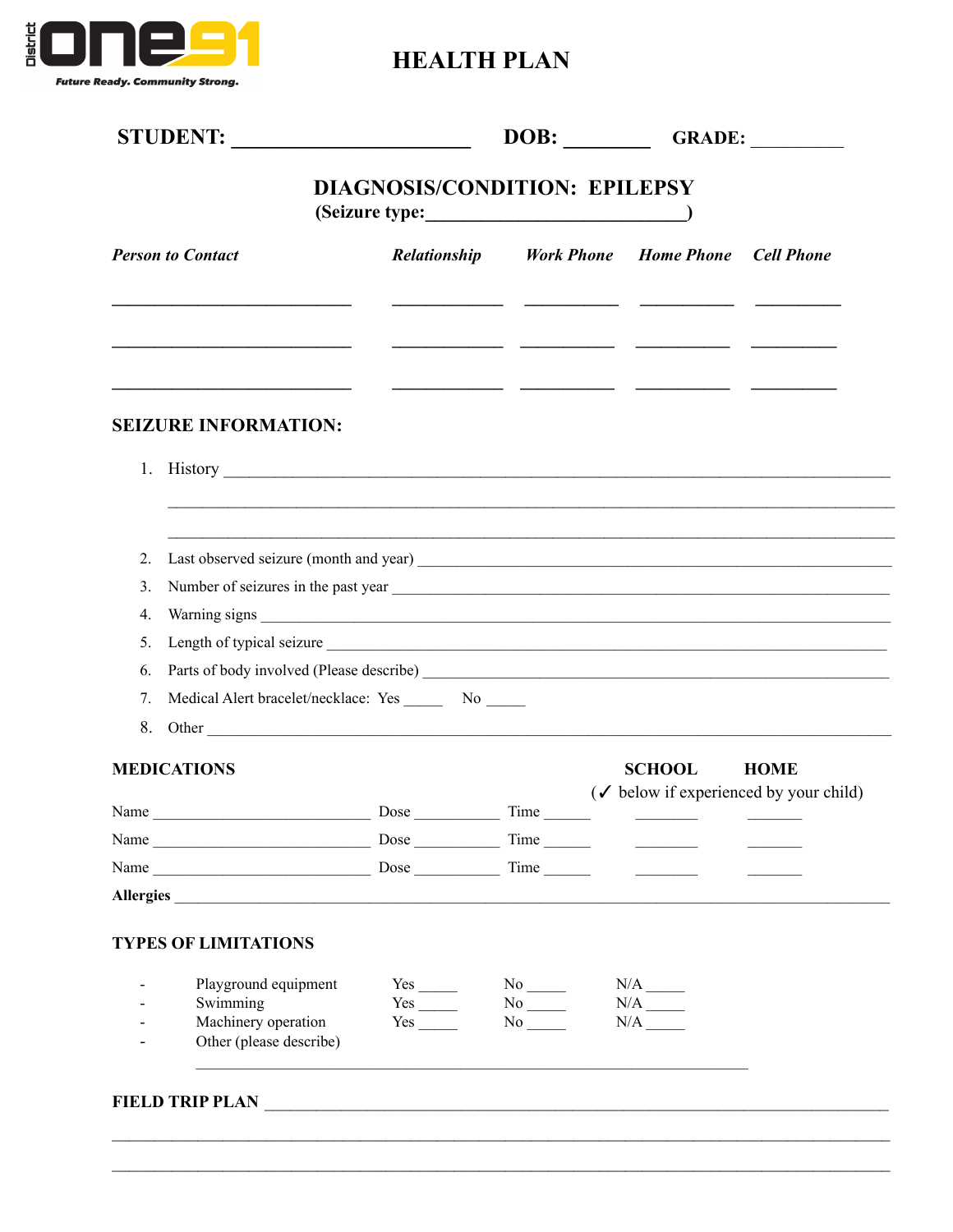District ONE91

Future Ready. Community Strong.

# HEALTH PLAN

**STUDENT:** ______________________ **DOB:** ________ **GRADE:** __________

## DIAGNOSIS/CONDITION: EPILEPSY

**(Seizure type:___________________________)**

| *Person to Contact* | *Relationship* | *Work Phone* | *Home Phone* | *Cell Phone* |
|---|---|---|---|---|
| ___________________________ | ____________ | __________ | __________ | _________ |
| ___________________________ | ____________ | __________ | __________ | _________ |
| ___________________________ | ____________ | __________ | __________ | _________ |

## SEIZURE INFORMATION:

1. History ______________________________________________________________________
   ______________________________________________________________________________
   ______________________________________________________________________________
2. Last observed seizure (month and year) ______________________________________________
3. Number of seizures in the past year ________________________________________________
4. Warning signs __________________________________________________________________
5. Length of typical seizure ________________________________________________________
6. Parts of body involved (Please describe) ______________________________________________
7. Medical Alert bracelet/necklace: Yes _____ No _____
8. Other ________________________________________________________________________

## MEDICATIONS

| | | | SCHOOL | HOME |
|---|---|---|---|---|
| | | | (✓ below if experienced by your child) | |
| Name __________________________ | Dose __________ | Time ______ | ________ | _______ |
| Name __________________________ | Dose __________ | Time ______ | ________ | _______ |
| Name __________________________ | Dose __________ | Time ______ | ________ | _______ |

**Allergies** ________________________________________________________________________

## TYPES OF LIMITATIONS

| | | | |
|---|---|---|---|
| - Playground equipment | Yes _____ | No _____ | N/A _____ |
| - Swimming | Yes _____ | No _____ | N/A _____ |
| - Machinery operation | Yes _____ | No _____ | N/A _____ |
| - Other (please describe) | | | |

_______________________________________________________________

**FIELD TRIP PLAN** ______________________________________________________________

________________________________________________________________________________

________________________________________________________________________________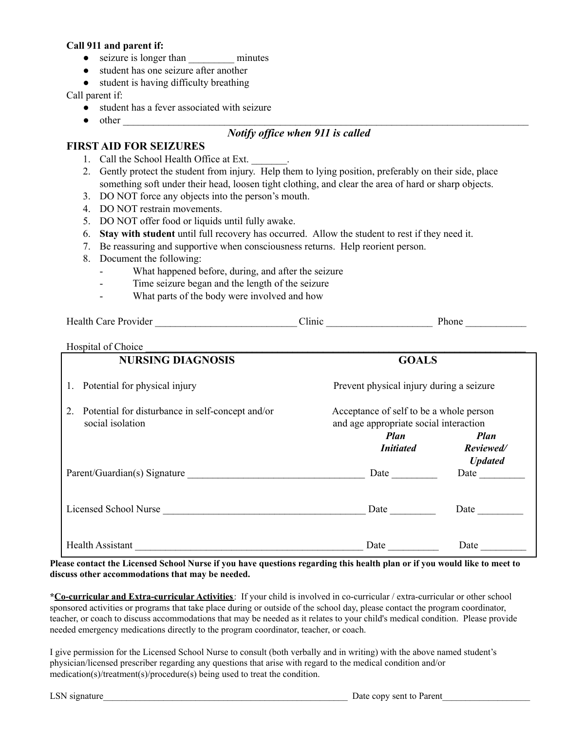**Call 911 and parent if:**

- seizure is longer than _________ minutes
- student has one seizure after another
- student is having difficulty breathing

Call parent if:

- student has a fever associated with seizure
- other ___________________________________________________________________________

***Notify office when 911 is called***

## FIRST AID FOR SEIZURES

1. Call the School Health Office at Ext. _______.
2. Gently protect the student from injury. Help them to lying position, preferably on their side, place something soft under their head, loosen tight clothing, and clear the area of hard or sharp objects.
3. DO NOT force any objects into the person's mouth.
4. DO NOT restrain movements.
5. DO NOT offer food or liquids until fully awake.
6. **Stay with student** until full recovery has occurred. Allow the student to rest if they need it.
7. Be reassuring and supportive when consciousness returns. Help reorient person.
8. Document the following:
   - What happened before, during, and after the seizure
   - Time seizure began and the length of the seizure
   - What parts of the body were involved and how

Health Care Provider ____________________________ Clinic _____________________ Phone ____________

Hospital of Choice ___________________________________________________________________________

| NURSING DIAGNOSIS | GOALS | |
|---|---|---|
| 1. Potential for physical injury | Prevent physical injury during a seizure | |
| 2. Potential for disturbance in self-concept and/or social isolation | Acceptance of self to be a whole person and age appropriate social interaction | |
| | ***Plan Initiated*** | ***Plan Reviewed/ Updated*** |
| Parent/Guardian(s) Signature ___________________________________ | Date _________ | Date _________ |
| Licensed School Nurse _________________________________________ | Date _________ | Date _________ |
| Health Assistant _____________________________________________ | Date __________ | Date _________ |

**Please contact the Licensed School Nurse if you have questions regarding this health plan or if you would like to meet to discuss other accommodations that may be needed.**

**\*<u>Co-curricular and Extra-curricular Activities</u>**: If your child is involved in co-curricular / extra-curricular or other school sponsored activities or programs that take place during or outside of the school day, please contact the program coordinator, teacher, or coach to discuss accommodations that may be needed as it relates to your child's medical condition. Please provide needed emergency medications directly to the program coordinator, teacher, or coach.

I give permission for the Licensed School Nurse to consult (both verbally and in writing) with the above named student's physician/licensed prescriber regarding any questions that arise with regard to the medical condition and/or medication(s)/treatment(s)/procedure(s) being used to treat the condition.

LSN signature_______________________________________________________ Date copy sent to Parent___________________